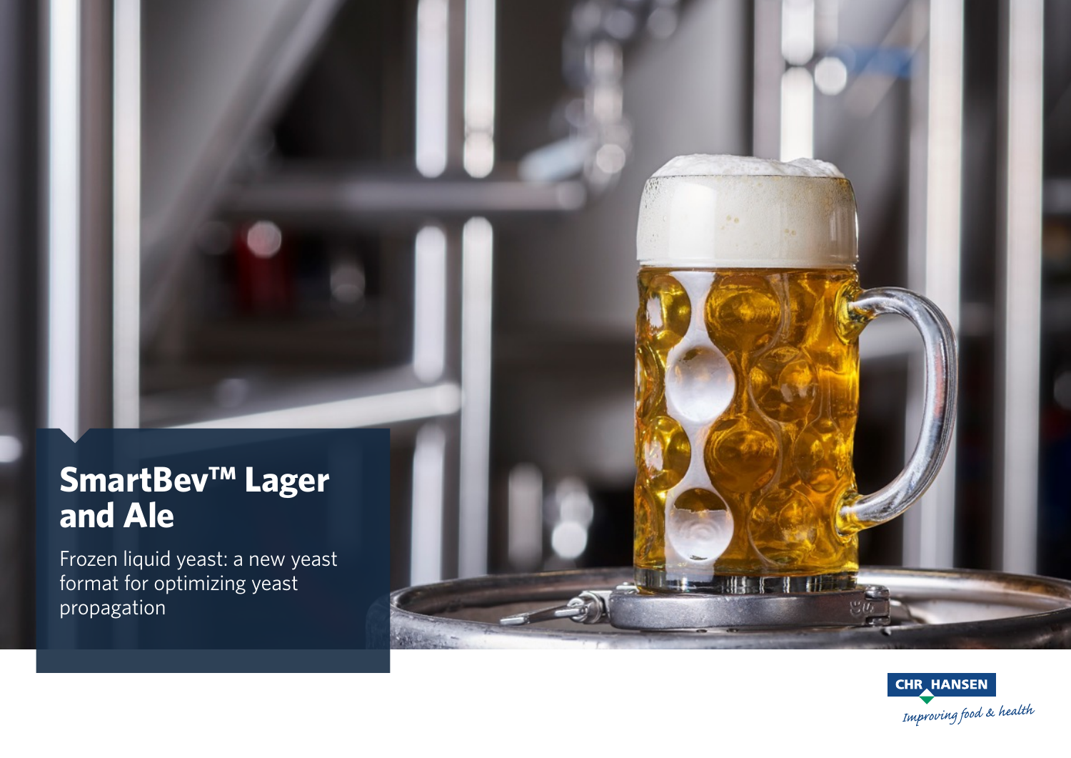# SmartBev™ Lager and Ale

Frozen liquid yeast: a new yeast format for optimizing yeast propagation

CHR HANSEN

*Improving food & health*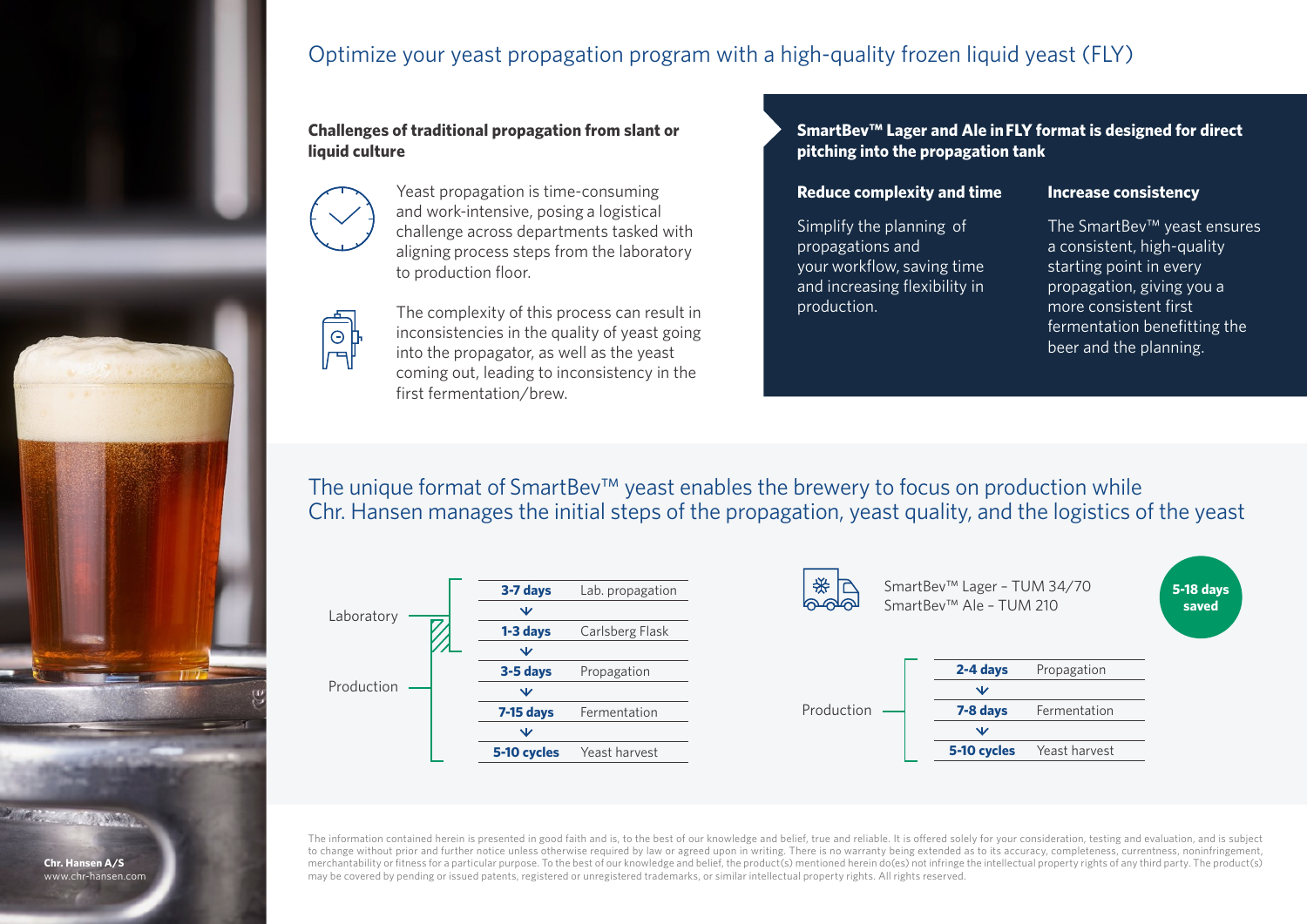## Optimize your yeast propagation program with a high-quality frozen liquid yeast (FLY)

### Challenges of traditional propagation from slant or liquid culture

Yeast propagation is time-consuming and work-intensive, posing a logistical challenge across departments tasked with aligning process steps from the laboratory to production floor.

The complexity of this process can result in inconsistencies in the quality of yeast going into the propagator, as well as the yeast coming out, leading to inconsistency in the first fermentation/brew.

### SmartBev™ Lager and Ale in FLY format is designed for direct pitching into the propagation tank

**Reduce complexity and time**

Simplify the planning of propagations and your workflow, saving time and increasing flexibility in production.

**Increase consistency**

The SmartBev™ yeast ensures a consistent, high-quality starting point in every propagation, giving you a more consistent first fermentation benefitting the beer and the planning.

## The unique format of SmartBev™ yeast enables the brewery to focus on production while Chr. Hansen manages the initial steps of the propagation, yeast quality, and the logistics of the yeast

Laboratory

Production

**3-7 days** Lab. propagation

**1-3 days** Carlsberg Flask

**3-5 days** Propagation

**7-15 days** Fermentation

**5-10 cycles** Yeast harvest

SmartBev™ Lager – TUM 34/70
SmartBev™ Ale – TUM 210

**5-18 days saved**

Production

**2-4 days** Propagation

**7-8 days** Fermentation

**5-10 cycles** Yeast harvest

The information contained herein is presented in good faith and is, to the best of our knowledge and belief, true and reliable. It is offered solely for your consideration, testing and evaluation, and is subject to change without prior and further notice unless otherwise required by law or agreed upon in writing. There is no warranty being extended as to its accuracy, completeness, currentness, noninfringement, merchantability or fitness for a particular purpose. To the best of our knowledge and belief, the product(s) mentioned herein do(es) not infringe the intellectual property rights of any third party. The product(s) may be covered by pending or issued patents, registered or unregistered trademarks, or similar intellectual property rights. All rights reserved.

**Chr. Hansen A/S**
www.chr-hansen.com